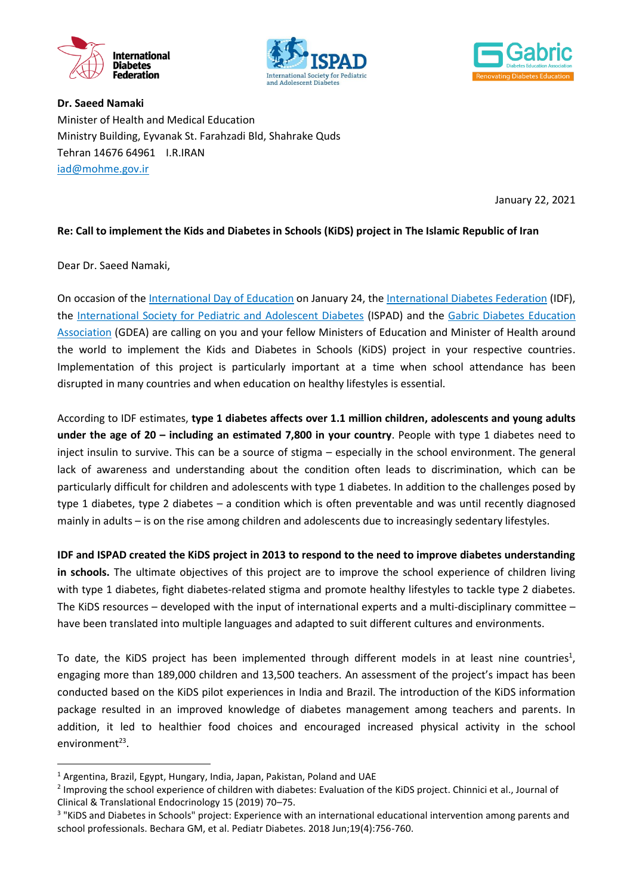**Dr. Saeed Namaki**
Minister of Health and Medical Education
Ministry Building, Eyvanak St. Farahzadi Bld, Shahrake Quds
Tehran 14676 64961 I.R.IRAN
iad@mohme.gov.ir

January 22, 2021

**Re: Call to implement the Kids and Diabetes in Schools (KiDS) project in The Islamic Republic of Iran**

Dear Dr. Saeed Namaki,

On occasion of the International Day of Education on January 24, the International Diabetes Federation (IDF), the International Society for Pediatric and Adolescent Diabetes (ISPAD) and the Gabric Diabetes Education Association (GDEA) are calling on you and your fellow Ministers of Education and Minister of Health around the world to implement the Kids and Diabetes in Schools (KiDS) project in your respective countries. Implementation of this project is particularly important at a time when school attendance has been disrupted in many countries and when education on healthy lifestyles is essential.

According to IDF estimates, **type 1 diabetes affects over 1.1 million children, adolescents and young adults under the age of 20 – including an estimated 7,800 in your country**. People with type 1 diabetes need to inject insulin to survive. This can be a source of stigma – especially in the school environment. The general lack of awareness and understanding about the condition often leads to discrimination, which can be particularly difficult for children and adolescents with type 1 diabetes. In addition to the challenges posed by type 1 diabetes, type 2 diabetes – a condition which is often preventable and was until recently diagnosed mainly in adults – is on the rise among children and adolescents due to increasingly sedentary lifestyles.

**IDF and ISPAD created the KiDS project in 2013 to respond to the need to improve diabetes understanding in schools.** The ultimate objectives of this project are to improve the school experience of children living with type 1 diabetes, fight diabetes-related stigma and promote healthy lifestyles to tackle type 2 diabetes. The KiDS resources – developed with the input of international experts and a multi-disciplinary committee – have been translated into multiple languages and adapted to suit different cultures and environments.

To date, the KiDS project has been implemented through different models in at least nine countries[1], engaging more than 189,000 children and 13,500 teachers. An assessment of the project's impact has been conducted based on the KiDS pilot experiences in India and Brazil. The introduction of the KiDS information package resulted in an improved knowledge of diabetes management among teachers and parents. In addition, it led to healthier food choices and encouraged increased physical activity in the school environment[2,3].

---

[1] Argentina, Brazil, Egypt, Hungary, India, Japan, Pakistan, Poland and UAE

[2] Improving the school experience of children with diabetes: Evaluation of the KiDS project. Chinnici et al., Journal of Clinical & Translational Endocrinology 15 (2019) 70–75.

[3] "KiDS and Diabetes in Schools" project: Experience with an international educational intervention among parents and school professionals. Bechara GM, et al. Pediatr Diabetes. 2018 Jun;19(4):756-760.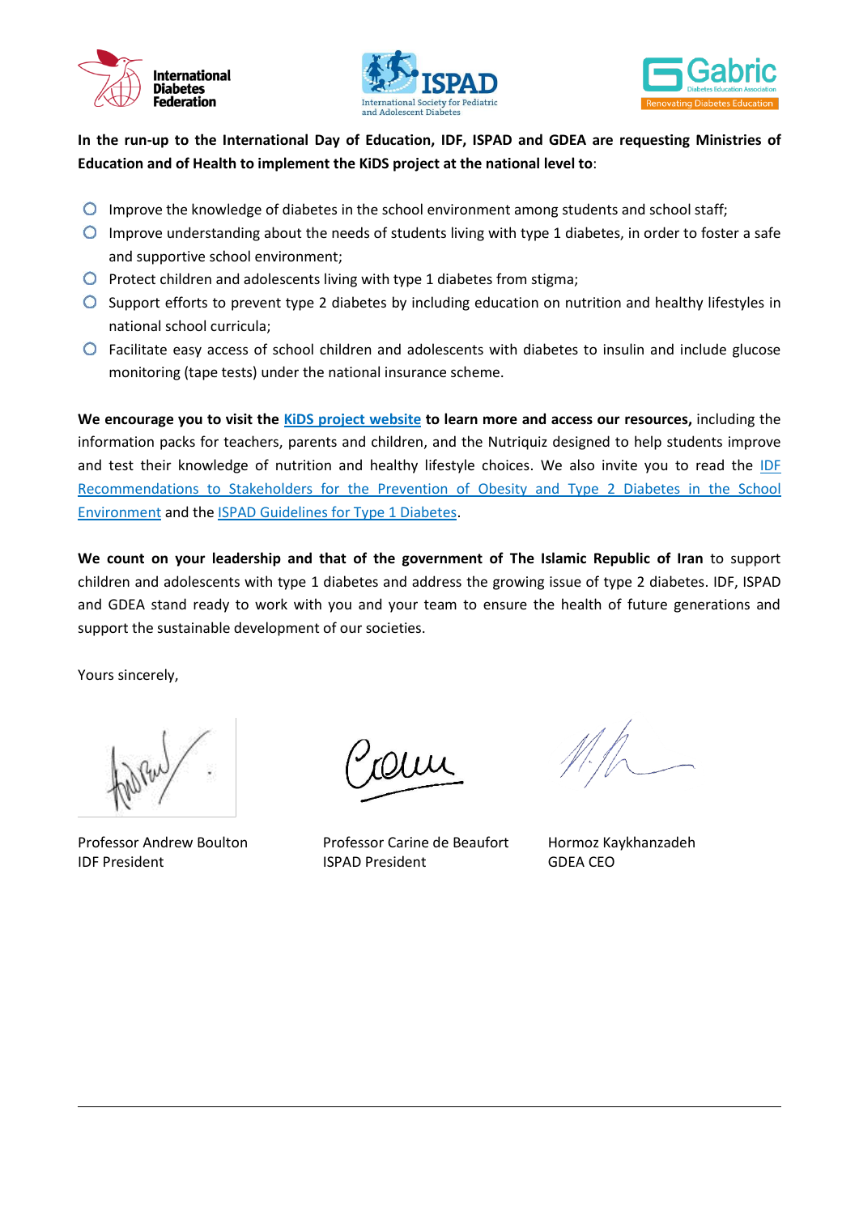**In the run-up to the International Day of Education, IDF, ISPAD and GDEA are requesting Ministries of Education and of Health to implement the KiDS project at the national level to**:

- Improve the knowledge of diabetes in the school environment among students and school staff;
- Improve understanding about the needs of students living with type 1 diabetes, in order to foster a safe and supportive school environment;
- Protect children and adolescents living with type 1 diabetes from stigma;
- Support efforts to prevent type 2 diabetes by including education on nutrition and healthy lifestyles in national school curricula;
- Facilitate easy access of school children and adolescents with diabetes to insulin and include glucose monitoring (tape tests) under the national insurance scheme.

**We encourage you to visit the KiDS project website to learn more and access our resources,** including the information packs for teachers, parents and children, and the Nutriquiz designed to help students improve and test their knowledge of nutrition and healthy lifestyle choices. We also invite you to read the IDF Recommendations to Stakeholders for the Prevention of Obesity and Type 2 Diabetes in the School Environment and the ISPAD Guidelines for Type 1 Diabetes.

**We count on your leadership and that of the government of The Islamic Republic of Iran** to support children and adolescents with type 1 diabetes and address the growing issue of type 2 diabetes. IDF, ISPAD and GDEA stand ready to work with you and your team to ensure the health of future generations and support the sustainable development of our societies.

Yours sincerely,

Professor Andrew Boulton
IDF President

Professor Carine de Beaufort
ISPAD President

Hormoz Kaykhanzadeh
GDEA CEO